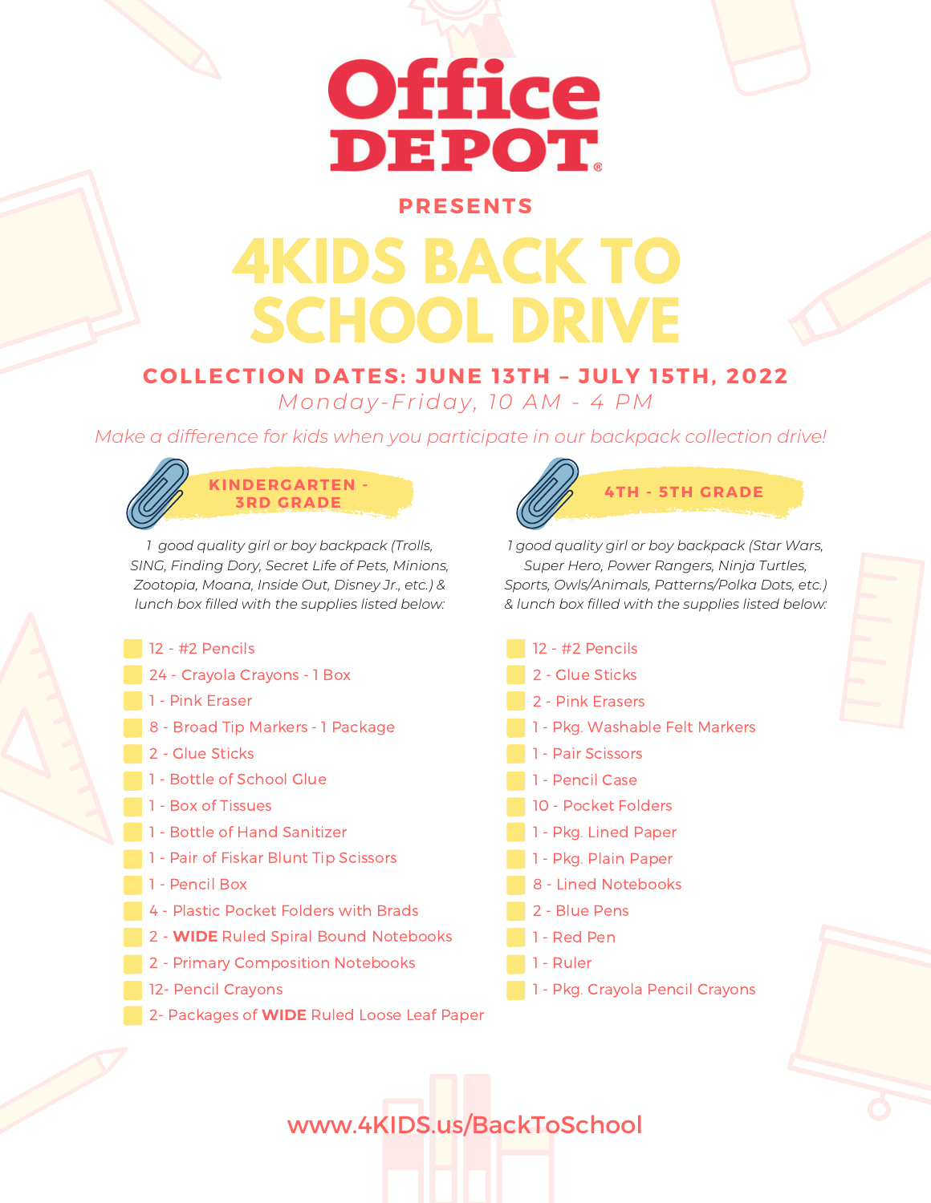# Office DEPOT

**PRESENTS**

# 4KIDS BACK TO SCHOOL DRIVE

## COLLECTION DATES: JUNE 13TH – JULY 15TH, 2022

*Monday-Friday, 10 AM - 4 PM*

*Make a difference for kids when you participate in our backpack collection drive!*

### KINDERGARTEN - 3RD GRADE

*1 good quality girl or boy backpack (Trolls, SING, Finding Dory, Secret Life of Pets, Minions, Zootopia, Moana, Inside Out, Disney Jr., etc.) & lunch box filled with the supplies listed below:*

- 12 - #2 Pencils
- 24 - Crayola Crayons - 1 Box
- 1 - Pink Eraser
- 8 - Broad Tip Markers - 1 Package
- 2 - Glue Sticks
- 1 - Bottle of School Glue
- 1 - Box of Tissues
- 1 - Bottle of Hand Sanitizer
- 1 - Pair of Fiskar Blunt Tip Scissors
- 1 - Pencil Box
- 4 - Plastic Pocket Folders with Brads
- 2 - **WIDE** Ruled Spiral Bound Notebooks
- 2 - Primary Composition Notebooks
- 12- Pencil Crayons
- 2- Packages of **WIDE** Ruled Loose Leaf Paper

### 4TH - 5TH GRADE

*1 good quality girl or boy backpack (Star Wars, Super Hero, Power Rangers, Ninja Turtles, Sports, Owls/Animals, Patterns/Polka Dots, etc.) & lunch box filled with the supplies listed below:*

- 12 - #2 Pencils
- 2 - Glue Sticks
- 2 - Pink Erasers
- 1 - Pkg. Washable Felt Markers
- 1 - Pair Scissors
- 1 - Pencil Case
- 10 - Pocket Folders
- 1 - Pkg. Lined Paper
- 1 - Pkg. Plain Paper
- 8 - Lined Notebooks
- 2 - Blue Pens
- 1 - Red Pen
- 1 - Ruler
- 1 - Pkg. Crayola Pencil Crayons

www.4KIDS.us/BackToSchool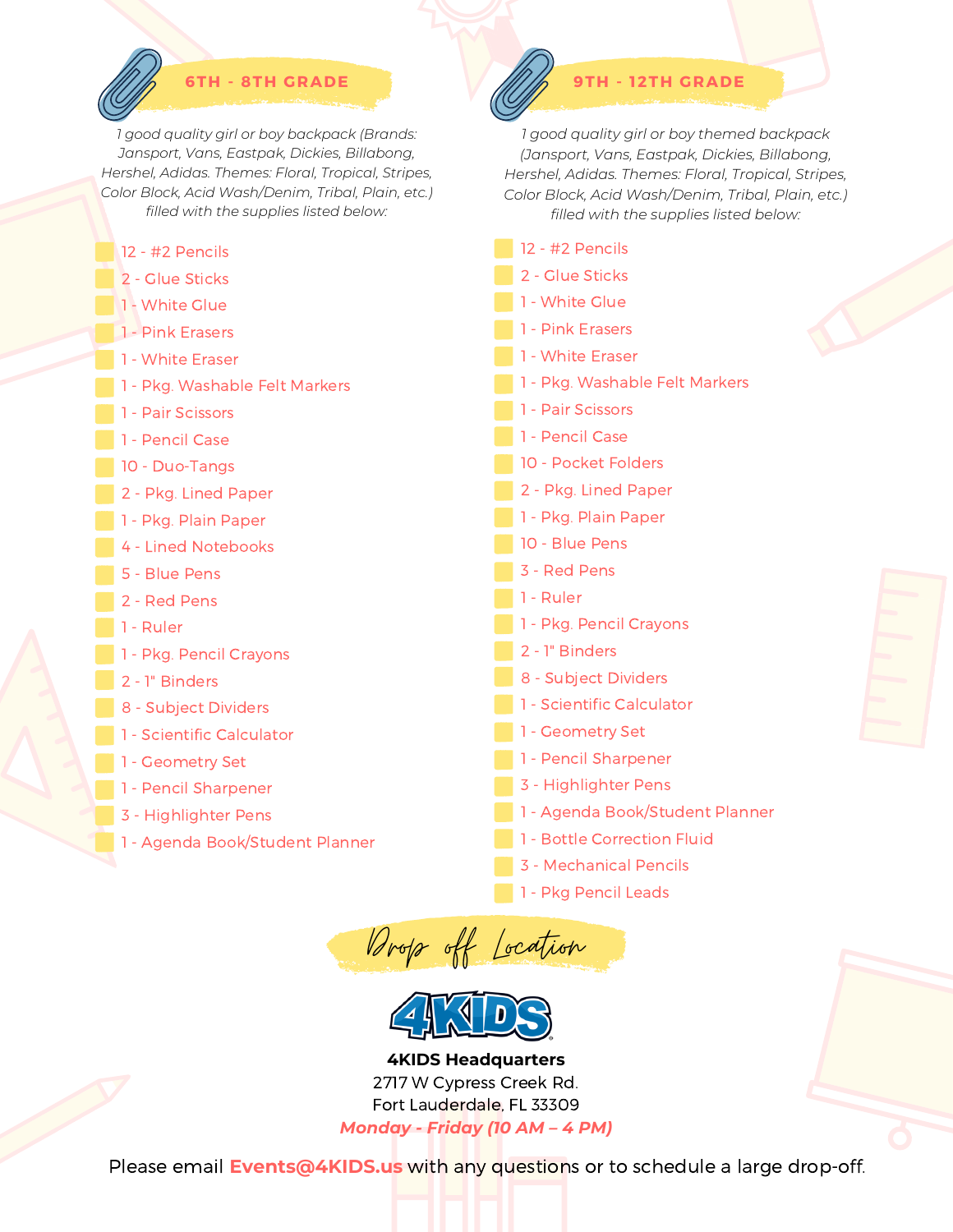## 6TH - 8TH GRADE

*1 good quality girl or boy backpack (Brands: Jansport, Vans, Eastpak, Dickies, Billabong, Hershel, Adidas. Themes: Floral, Tropical, Stripes, Color Block, Acid Wash/Denim, Tribal, Plain, etc.) filled with the supplies listed below:*

- 12 - #2 Pencils
- 2 - Glue Sticks
- 1 - White Glue
- 1 - Pink Erasers
- 1 - White Eraser
- 1 - Pkg. Washable Felt Markers
- 1 - Pair Scissors
- 1 - Pencil Case
- 10 - Duo-Tangs
- 2 - Pkg. Lined Paper
- 1 - Pkg. Plain Paper
- 4 - Lined Notebooks
- 5 - Blue Pens
- 2 - Red Pens
- 1 - Ruler
- 1 - Pkg. Pencil Crayons
- 2 - 1" Binders
- 8 - Subject Dividers
- 1 - Scientific Calculator
- 1 - Geometry Set
- 1 - Pencil Sharpener
- 3 - Highlighter Pens
- 1 - Agenda Book/Student Planner

## 9TH - 12TH GRADE

*1 good quality girl or boy themed backpack (Jansport, Vans, Eastpak, Dickies, Billabong, Hershel, Adidas. Themes: Floral, Tropical, Stripes, Color Block, Acid Wash/Denim, Tribal, Plain, etc.) filled with the supplies listed below:*

- 12 - #2 Pencils
- 2 - Glue Sticks
- 1 - White Glue
- 1 - Pink Erasers
- 1 - White Eraser
- 1 - Pkg. Washable Felt Markers
- 1 - Pair Scissors
- 1 - Pencil Case
- 10 - Pocket Folders
- 2 - Pkg. Lined Paper
- 1 - Pkg. Plain Paper
- 10 - Blue Pens
- 3 - Red Pens
- 1 - Ruler
- 1 - Pkg. Pencil Crayons
- 2 - 1" Binders
- 8 - Subject Dividers
- 1 - Scientific Calculator
- 1 - Geometry Set
- 1 - Pencil Sharpener
- 3 - Highlighter Pens
- 1 - Agenda Book/Student Planner
- 1 - Bottle Correction Fluid
- 3 - Mechanical Pencils
- 1 - Pkg Pencil Leads

## Drop off Location

4KIDS

**4KIDS Headquarters**
2717 W Cypress Creek Rd.
Fort Lauderdale, FL 33309
***Monday - Friday (10 AM – 4 PM)***

Please email **Events@4KIDS.us** with any questions or to schedule a large drop-off.